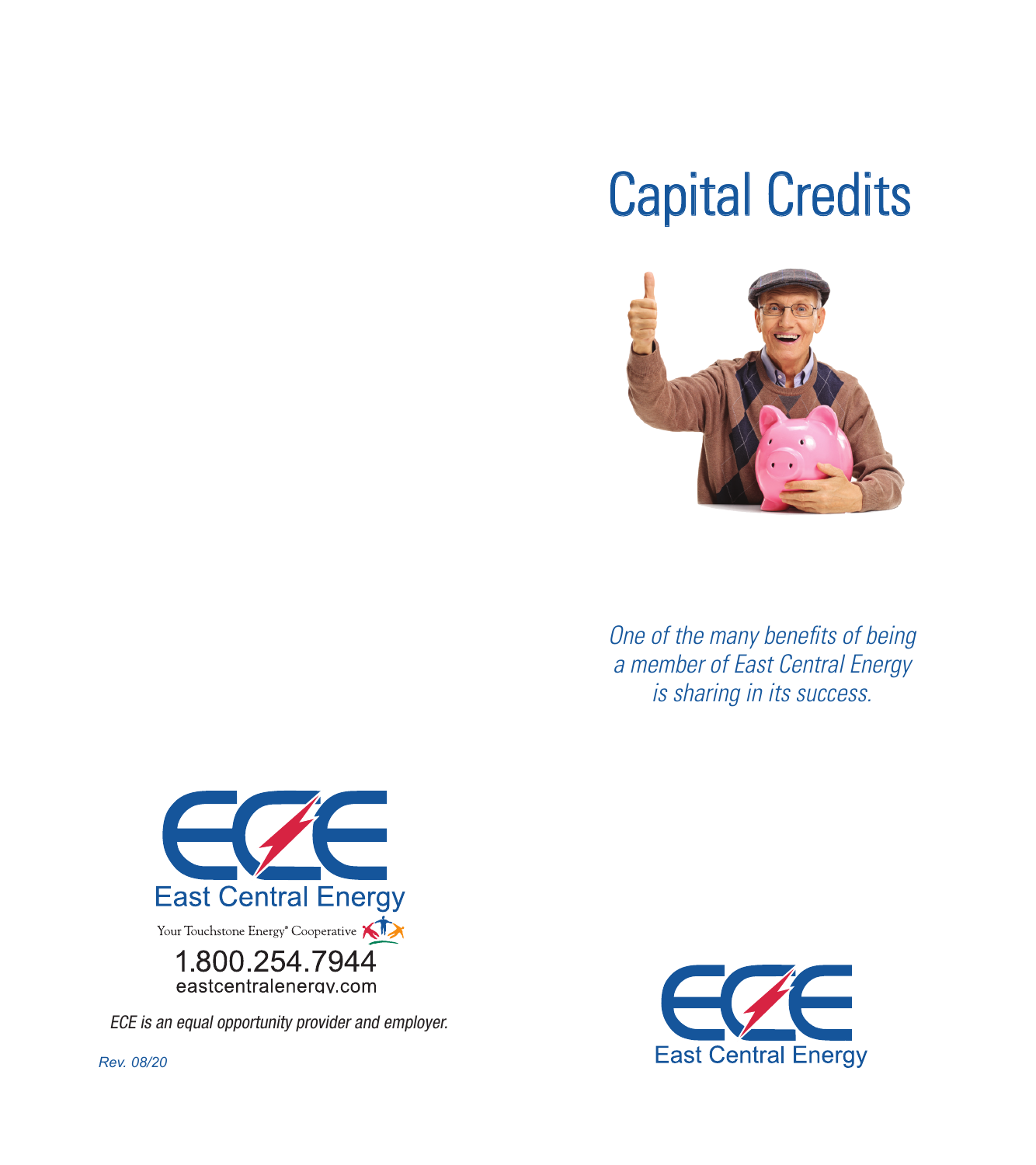# Capital Credits

*One of the many benefits of being a member of East Central Energy is sharing in its success.*

East Central Energy

Your Touchstone Energy® Cooperative

1.800.254.7944

eastcentralenergy.com

*ECE is an equal opportunity provider and employer.*

*Rev. 08/20*

East Central Energy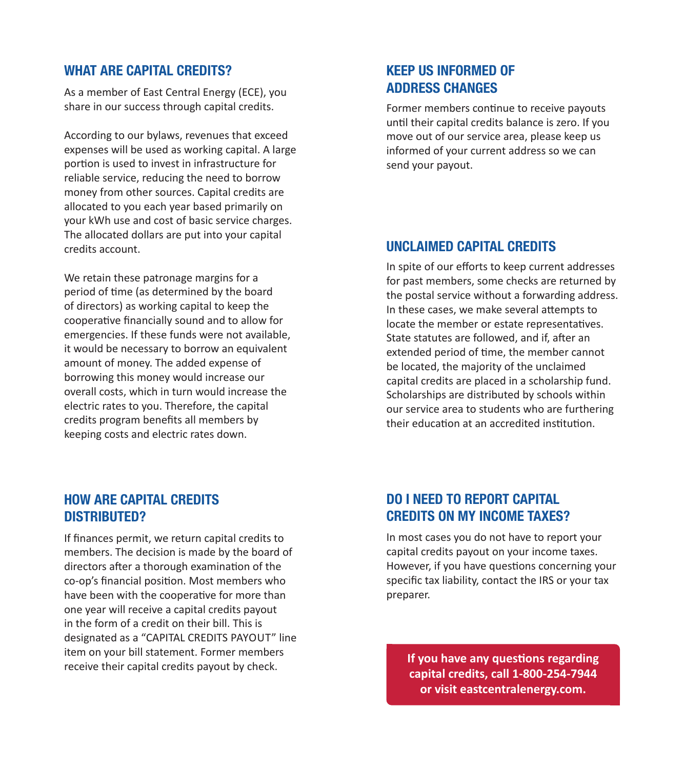## WHAT ARE CAPITAL CREDITS?

As a member of East Central Energy (ECE), you share in our success through capital credits.

According to our bylaws, revenues that exceed expenses will be used as working capital. A large portion is used to invest in infrastructure for reliable service, reducing the need to borrow money from other sources. Capital credits are allocated to you each year based primarily on your kWh use and cost of basic service charges. The allocated dollars are put into your capital credits account.

We retain these patronage margins for a period of time (as determined by the board of directors) as working capital to keep the cooperative financially sound and to allow for emergencies. If these funds were not available, it would be necessary to borrow an equivalent amount of money. The added expense of borrowing this money would increase our overall costs, which in turn would increase the electric rates to you. Therefore, the capital credits program benefits all members by keeping costs and electric rates down.

## HOW ARE CAPITAL CREDITS DISTRIBUTED?

If finances permit, we return capital credits to members. The decision is made by the board of directors after a thorough examination of the co-op's financial position. Most members who have been with the cooperative for more than one year will receive a capital credits payout in the form of a credit on their bill. This is designated as a "CAPITAL CREDITS PAYOUT" line item on your bill statement. Former members receive their capital credits payout by check.

## KEEP US INFORMED OF ADDRESS CHANGES

Former members continue to receive payouts until their capital credits balance is zero. If you move out of our service area, please keep us informed of your current address so we can send your payout.

## UNCLAIMED CAPITAL CREDITS

In spite of our efforts to keep current addresses for past members, some checks are returned by the postal service without a forwarding address. In these cases, we make several attempts to locate the member or estate representatives. State statutes are followed, and if, after an extended period of time, the member cannot be located, the majority of the unclaimed capital credits are placed in a scholarship fund. Scholarships are distributed by schools within our service area to students who are furthering their education at an accredited institution.

## DO I NEED TO REPORT CAPITAL CREDITS ON MY INCOME TAXES?

In most cases you do not have to report your capital credits payout on your income taxes. However, if you have questions concerning your specific tax liability, contact the IRS or your tax preparer.

**If you have any questions regarding capital credits, call 1-800-254-7944 or visit eastcentralenergy.com.**